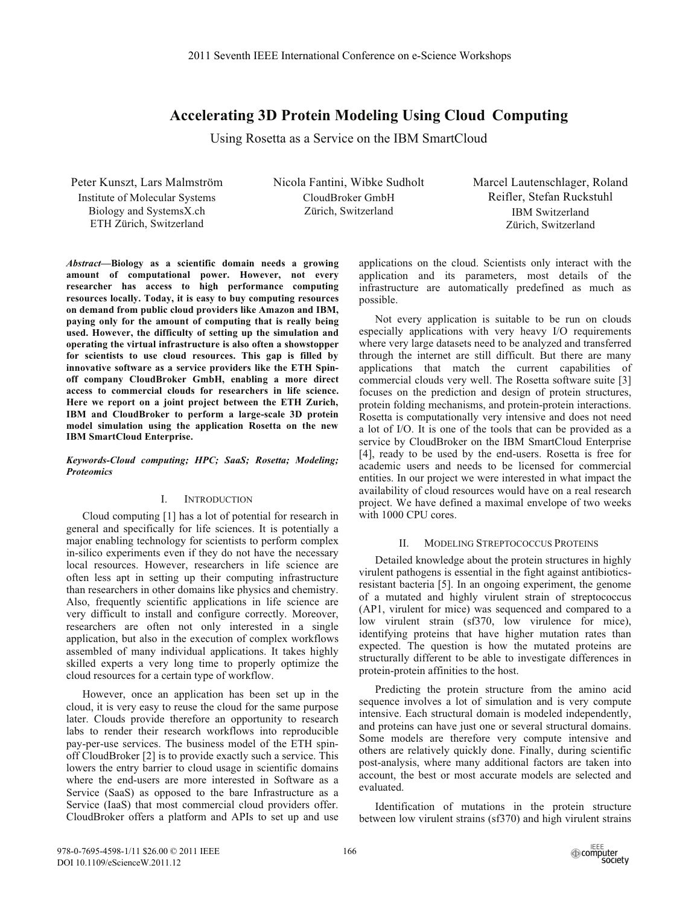# Accelerating 3D Protein Modeling Using Cloud Computing

Using Rosetta as a Service on the IBM SmartCloud

Peter Kunszt, Lars Malmström
Institute of Molecular Systems Biology and SystemsX.ch
ETH Zürich, Switzerland

Nicola Fantini, Wibke Sudholt
CloudBroker GmbH
Zürich, Switzerland

Marcel Lautenschlager, Roland Reifler, Stefan Ruckstuhl
IBM Switzerland
Zürich, Switzerland

***Abstract*—Biology as a scientific domain needs a growing amount of computational power. However, not every researcher has access to high performance computing resources locally. Today, it is easy to buy computing resources on demand from public cloud providers like Amazon and IBM, paying only for the amount of computing that is really being used. However, the difficulty of setting up the simulation and operating the virtual infrastructure is also often a showstopper for scientists to use cloud resources. This gap is filled by innovative software as a service providers like the ETH Spin-off company CloudBroker GmbH, enabling a more direct access to commercial clouds for researchers in life science. Here we report on a joint project between the ETH Zurich, IBM and CloudBroker to perform a large-scale 3D protein model simulation using the application Rosetta on the new IBM SmartCloud Enterprise.**

***Keywords-Cloud computing; HPC; SaaS; Rosetta; Modeling; Proteomics***

## I. Introduction

Cloud computing [1] has a lot of potential for research in general and specifically for life sciences. It is potentially a major enabling technology for scientists to perform complex in-silico experiments even if they do not have the necessary local resources. However, researchers in life science are often less apt in setting up their computing infrastructure than researchers in other domains like physics and chemistry. Also, frequently scientific applications in life science are very difficult to install and configure correctly. Moreover, researchers are often not only interested in a single application, but also in the execution of complex workflows assembled of many individual applications. It takes highly skilled experts a very long time to properly optimize the cloud resources for a certain type of workflow.

However, once an application has been set up in the cloud, it is very easy to reuse the cloud for the same purpose later. Clouds provide therefore an opportunity to research labs to render their research workflows into reproducible pay-per-use services. The business model of the ETH spin-off CloudBroker [2] is to provide exactly such a service. This lowers the entry barrier to cloud usage in scientific domains where the end-users are more interested in Software as a Service (SaaS) as opposed to the bare Infrastructure as a Service (IaaS) that most commercial cloud providers offer. CloudBroker offers a platform and APIs to set up and use applications on the cloud. Scientists only interact with the application and its parameters, most details of the infrastructure are automatically predefined as much as possible.

Not every application is suitable to be run on clouds especially applications with very heavy I/O requirements where very large datasets need to be analyzed and transferred through the internet are still difficult. But there are many applications that match the current capabilities of commercial clouds very well. The Rosetta software suite [3] focuses on the prediction and design of protein structures, protein folding mechanisms, and protein-protein interactions. Rosetta is computationally very intensive and does not need a lot of I/O. It is one of the tools that can be provided as a service by CloudBroker on the IBM SmartCloud Enterprise [4], ready to be used by the end-users. Rosetta is free for academic users and needs to be licensed for commercial entities. In our project we were interested in what impact the availability of cloud resources would have on a real research project. We have defined a maximal envelope of two weeks with 1000 CPU cores.

## II. Modeling Streptococcus Proteins

Detailed knowledge about the protein structures in highly virulent pathogens is essential in the fight against antibiotics-resistant bacteria [5]. In an ongoing experiment, the genome of a mutated and highly virulent strain of streptococcus (AP1, virulent for mice) was sequenced and compared to a low virulent strain (sf370, low virulence for mice), identifying proteins that have higher mutation rates than expected. The question is how the mutated proteins are structurally different to be able to investigate differences in protein-protein affinities to the host.

Predicting the protein structure from the amino acid sequence involves a lot of simulation and is very compute intensive. Each structural domain is modeled independently, and proteins can have just one or several structural domains. Some models are therefore very compute intensive and others are relatively quickly done. Finally, during scientific post-analysis, where many additional factors are taken into account, the best or most accurate models are selected and evaluated.

Identification of mutations in the protein structure between low virulent strains (sf370) and high virulent strains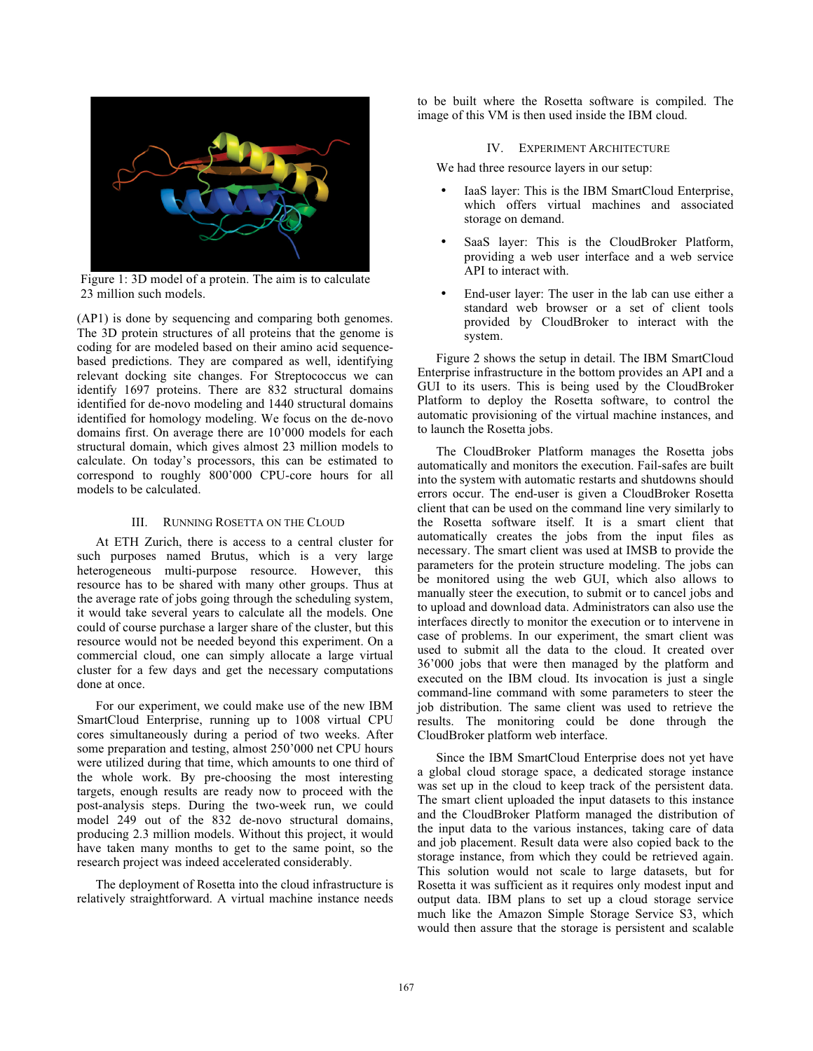Figure 1: 3D model of a protein. The aim is to calculate 23 million such models.

(AP1) is done by sequencing and comparing both genomes. The 3D protein structures of all proteins that the genome is coding for are modeled based on their amino acid sequence-based predictions. They are compared as well, identifying relevant docking site changes. For Streptococcus we can identify 1697 proteins. There are 832 structural domains identified for de-novo modeling and 1440 structural domains identified for homology modeling. We focus on the de-novo domains first. On average there are 10'000 models for each structural domain, which gives almost 23 million models to calculate. On today's processors, this can be estimated to correspond to roughly 800'000 CPU-core hours for all models to be calculated.

## III. Running Rosetta on the Cloud

At ETH Zurich, there is access to a central cluster for such purposes named Brutus, which is a very large heterogeneous multi-purpose resource. However, this resource has to be shared with many other groups. Thus at the average rate of jobs going through the scheduling system, it would take several years to calculate all the models. One could of course purchase a larger share of the cluster, but this resource would not be needed beyond this experiment. On a commercial cloud, one can simply allocate a large virtual cluster for a few days and get the necessary computations done at once.

For our experiment, we could make use of the new IBM SmartCloud Enterprise, running up to 1008 virtual CPU cores simultaneously during a period of two weeks. After some preparation and testing, almost 250'000 net CPU hours were utilized during that time, which amounts to one third of the whole work. By pre-choosing the most interesting targets, enough results are ready now to proceed with the post-analysis steps. During the two-week run, we could model 249 out of the 832 de-novo structural domains, producing 2.3 million models. Without this project, it would have taken many months to get to the same point, so the research project was indeed accelerated considerably.

The deployment of Rosetta into the cloud infrastructure is relatively straightforward. A virtual machine instance needs to be built where the Rosetta software is compiled. The image of this VM is then used inside the IBM cloud.

## IV. Experiment Architecture

We had three resource layers in our setup:

- IaaS layer: This is the IBM SmartCloud Enterprise, which offers virtual machines and associated storage on demand.
- SaaS layer: This is the CloudBroker Platform, providing a web user interface and a web service API to interact with.
- End-user layer: The user in the lab can use either a standard web browser or a set of client tools provided by CloudBroker to interact with the system.

Figure 2 shows the setup in detail. The IBM SmartCloud Enterprise infrastructure in the bottom provides an API and a GUI to its users. This is being used by the CloudBroker Platform to deploy the Rosetta software, to control the automatic provisioning of the virtual machine instances, and to launch the Rosetta jobs.

The CloudBroker Platform manages the Rosetta jobs automatically and monitors the execution. Fail-safes are built into the system with automatic restarts and shutdowns should errors occur. The end-user is given a CloudBroker Rosetta client that can be used on the command line very similarly to the Rosetta software itself. It is a smart client that automatically creates the jobs from the input files as necessary. The smart client was used at IMSB to provide the parameters for the protein structure modeling. The jobs can be monitored using the web GUI, which also allows to manually steer the execution, to submit or to cancel jobs and to upload and download data. Administrators can also use the interfaces directly to monitor the execution or to intervene in case of problems. In our experiment, the smart client was used to submit all the data to the cloud. It created over 36'000 jobs that were then managed by the platform and executed on the IBM cloud. Its invocation is just a single command-line command with some parameters to steer the job distribution. The same client was used to retrieve the results. The monitoring could be done through the CloudBroker platform web interface.

Since the IBM SmartCloud Enterprise does not yet have a global cloud storage space, a dedicated storage instance was set up in the cloud to keep track of the persistent data. The smart client uploaded the input datasets to this instance and the CloudBroker Platform managed the distribution of the input data to the various instances, taking care of data and job placement. Result data were also copied back to the storage instance, from which they could be retrieved again. This solution would not scale to large datasets, but for Rosetta it was sufficient as it requires only modest input and output data. IBM plans to set up a cloud storage service much like the Amazon Simple Storage Service S3, which would then assure that the storage is persistent and scalable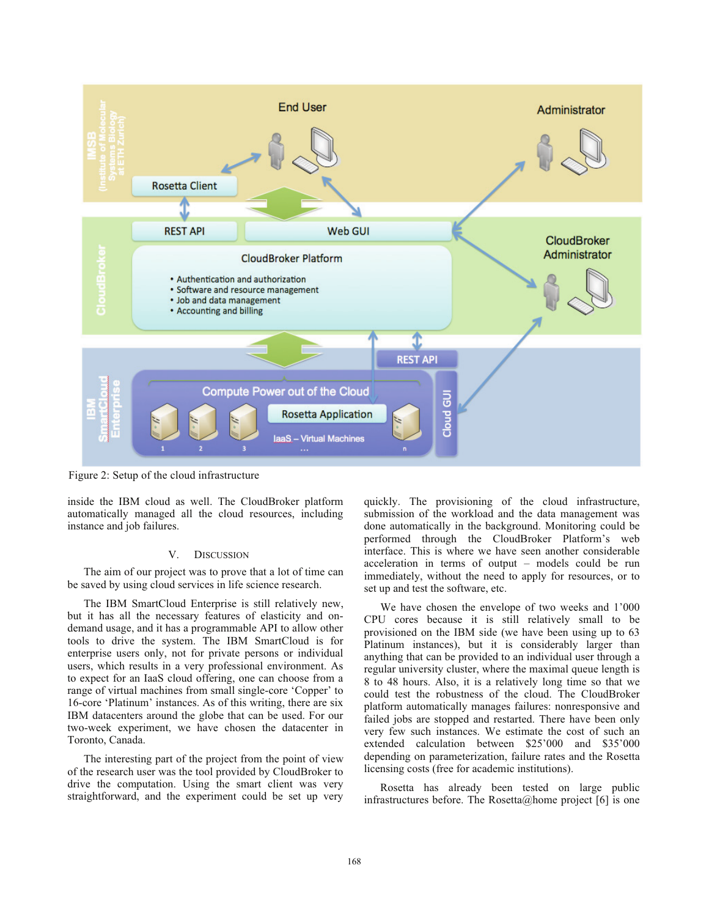Figure 2: Setup of the cloud infrastructure

inside the IBM cloud as well. The CloudBroker platform automatically managed all the cloud resources, including instance and job failures.

## V. Discussion

The aim of our project was to prove that a lot of time can be saved by using cloud services in life science research.

The IBM SmartCloud Enterprise is still relatively new, but it has all the necessary features of elasticity and on-demand usage, and it has a programmable API to allow other tools to drive the system. The IBM SmartCloud is for enterprise users only, not for private persons or individual users, which results in a very professional environment. As to expect for an IaaS cloud offering, one can choose from a range of virtual machines from small single-core 'Copper' to 16-core 'Platinum' instances. As of this writing, there are six IBM datacenters around the globe that can be used. For our two-week experiment, we have chosen the datacenter in Toronto, Canada.

The interesting part of the project from the point of view of the research user was the tool provided by CloudBroker to drive the computation. Using the smart client was very straightforward, and the experiment could be set up very quickly. The provisioning of the cloud infrastructure, submission of the workload and the data management was done automatically in the background. Monitoring could be performed through the CloudBroker Platform's web interface. This is where we have seen another considerable acceleration in terms of output – models could be run immediately, without the need to apply for resources, or to set up and test the software, etc.

We have chosen the envelope of two weeks and 1'000 CPU cores because it is still relatively small to be provisioned on the IBM side (we have been using up to 63 Platinum instances), but it is considerably larger than anything that can be provided to an individual user through a regular university cluster, where the maximal queue length is 8 to 48 hours. Also, it is a relatively long time so that we could test the robustness of the cloud. The CloudBroker platform automatically manages failures: nonresponsive and failed jobs are stopped and restarted. There have been only very few such instances. We estimate the cost of such an extended calculation between $25'000 and $35'000 depending on parameterization, failure rates and the Rosetta licensing costs (free for academic institutions).

Rosetta has already been tested on large public infrastructures before. The Rosetta@home project [6] is one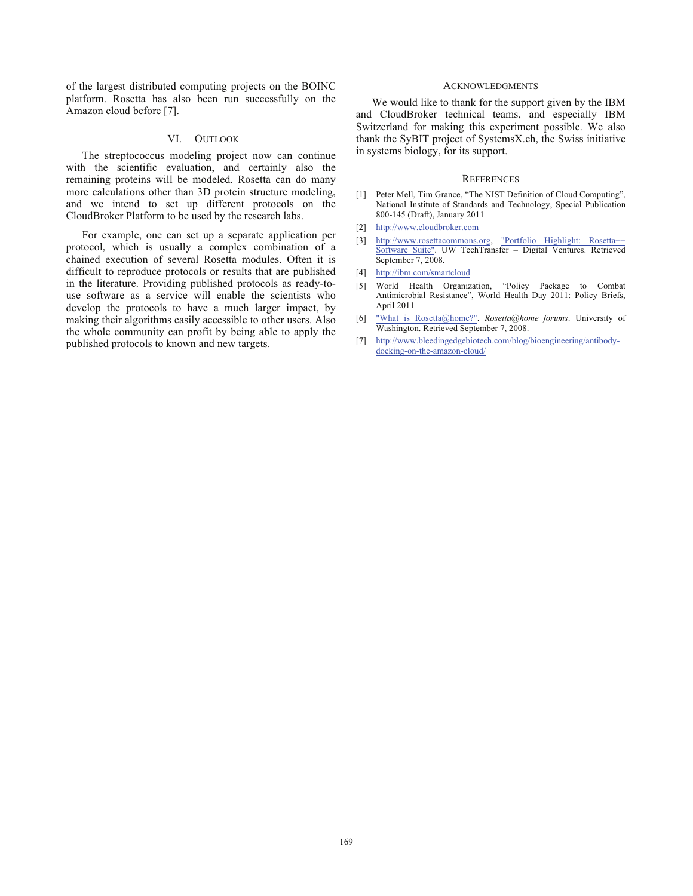of the largest distributed computing projects on the BOINC platform. Rosetta has also been run successfully on the Amazon cloud before [7].

## VI. Outlook

The streptococcus modeling project now can continue with the scientific evaluation, and certainly also the remaining proteins will be modeled. Rosetta can do many more calculations other than 3D protein structure modeling, and we intend to set up different protocols on the CloudBroker Platform to be used by the research labs.

For example, one can set up a separate application per protocol, which is usually a complex combination of a chained execution of several Rosetta modules. Often it is difficult to reproduce protocols or results that are published in the literature. Providing published protocols as ready-to-use software as a service will enable the scientists who develop the protocols to have a much larger impact, by making their algorithms easily accessible to other users. Also the whole community can profit by being able to apply the published protocols to known and new targets.

## Acknowledgments

We would like to thank for the support given by the IBM and CloudBroker technical teams, and especially IBM Switzerland for making this experiment possible. We also thank the SyBIT project of SystemsX.ch, the Swiss initiative in systems biology, for its support.

## References

[1] Peter Mell, Tim Grance, "The NIST Definition of Cloud Computing", National Institute of Standards and Technology, Special Publication 800-145 (Draft), January 2011

[2] http://www.cloudbroker.com

[3] http://www.rosettacommons.org, "Portfolio Highlight: Rosetta++ Software Suite". UW TechTransfer – Digital Ventures. Retrieved September 7, 2008.

[4] http://ibm.com/smartcloud

[5] World Health Organization, "Policy Package to Combat Antimicrobial Resistance", World Health Day 2011: Policy Briefs, April 2011

[6] "What is Rosetta@home?". *Rosetta@home forums*. University of Washington. Retrieved September 7, 2008.

[7] http://www.bleedingedgebiotech.com/blog/bioengineering/antibody-docking-on-the-amazon-cloud/